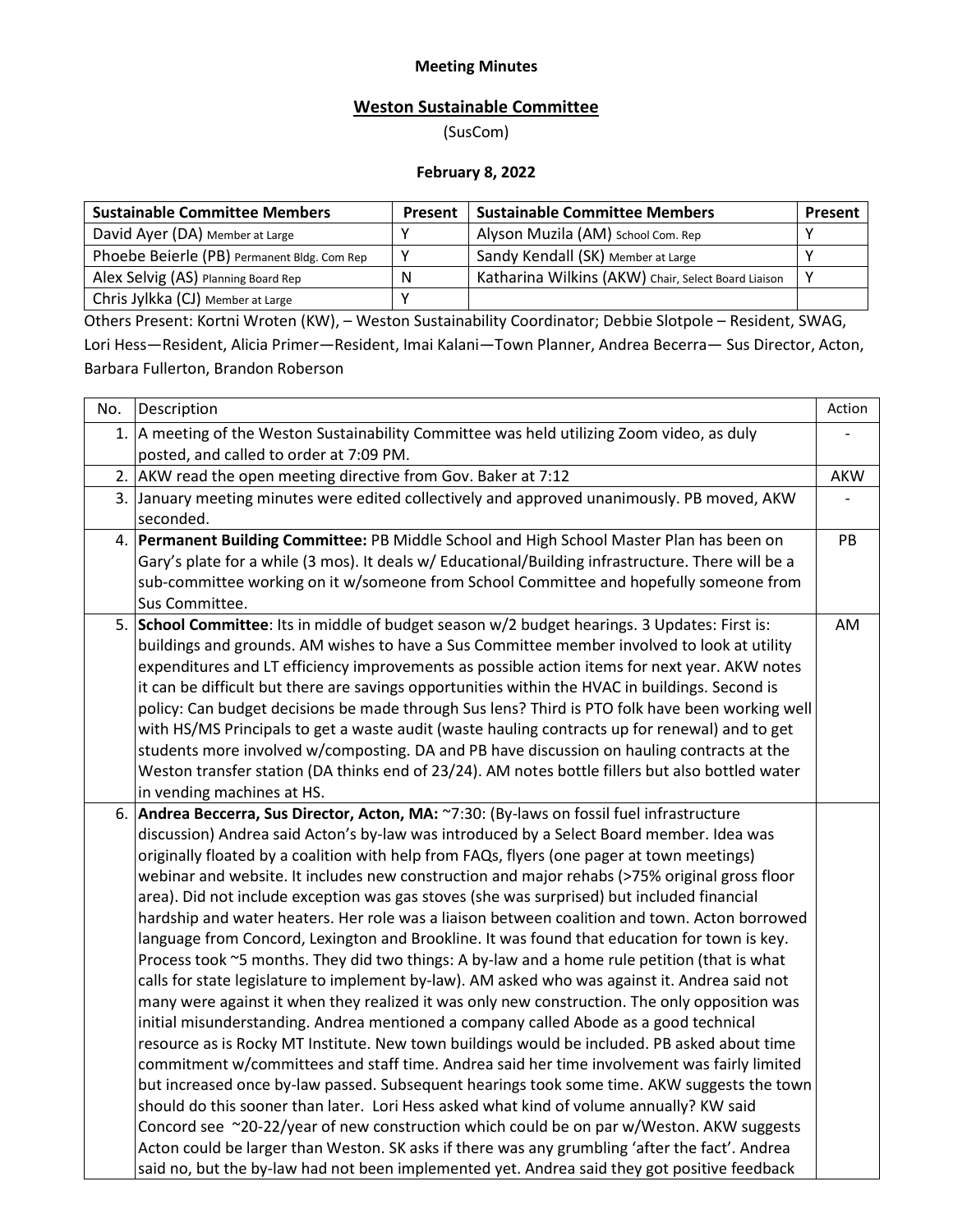**Meeting Minutes**

## Weston Sustainable Committee

(SusCom)

**February 8, 2022**

| Sustainable Committee Members | Present | Sustainable Committee Members | Present |
|---|---|---|---|
| David Ayer (DA) Member at Large | Y | Alyson Muzila (AM) School Com. Rep | Y |
| Phoebe Beierle (PB) Permanent Bldg. Com Rep | Y | Sandy Kendall (SK) Member at Large | Y |
| Alex Selvig (AS) Planning Board Rep | N | Katharina Wilkins (AKW) Chair, Select Board Liaison | Y |
| Chris Jylkka (CJ) Member at Large | Y | | |

Others Present: Kortni Wroten (KW), – Weston Sustainability Coordinator; Debbie Slotpole – Resident, SWAG, Lori Hess—Resident, Alicia Primer—Resident, Imai Kalani—Town Planner, Andrea Becerra— Sus Director, Acton, Barbara Fullerton, Brandon Roberson

| No. | Description | Action |
|---|---|---|
| 1. | A meeting of the Weston Sustainability Committee was held utilizing Zoom video, as duly posted, and called to order at 7:09 PM. | - |
| 2. | AKW read the open meeting directive from Gov. Baker at 7:12 | AKW |
| 3. | January meeting minutes were edited collectively and approved unanimously. PB moved, AKW seconded. | - |
| 4. | **Permanent Building Committee:** PB Middle School and High School Master Plan has been on Gary's plate for a while (3 mos). It deals w/ Educational/Building infrastructure. There will be a sub-committee working on it w/someone from School Committee and hopefully someone from Sus Committee. | PB |
| 5. | **School Committee**: Its in middle of budget season w/2 budget hearings. 3 Updates: First is: buildings and grounds. AM wishes to have a Sus Committee member involved to look at utility expenditures and LT efficiency improvements as possible action items for next year. AKW notes it can be difficult but there are savings opportunities within the HVAC in buildings. Second is policy: Can budget decisions be made through Sus lens? Third is PTO folk have been working well with HS/MS Principals to get a waste audit (waste hauling contracts up for renewal) and to get students more involved w/composting. DA and PB have discussion on hauling contracts at the Weston transfer station (DA thinks end of 23/24). AM notes bottle fillers but also bottled water in vending machines at HS. | AM |
| 6. | **Andrea Beccerra, Sus Director, Acton, MA:** ~7:30: (By-laws on fossil fuel infrastructure discussion) Andrea said Acton's by-law was introduced by a Select Board member. Idea was originally floated by a coalition with help from FAQs, flyers (one pager at town meetings) webinar and website. It includes new construction and major rehabs (>75% original gross floor area). Did not include exception was gas stoves (she was surprised) but included financial hardship and water heaters. Her role was a liaison between coalition and town. Acton borrowed language from Concord, Lexington and Brookline. It was found that education for town is key. Process took ~5 months. They did two things: A by-law and a home rule petition (that is what calls for state legislature to implement by-law). AM asked who was against it. Andrea said not many were against it when they realized it was only new construction. The only opposition was initial misunderstanding. Andrea mentioned a company called Abode as a good technical resource as is Rocky MT Institute. New town buildings would be included. PB asked about time commitment w/committees and staff time. Andrea said her time involvement was fairly limited but increased once by-law passed. Subsequent hearings took some time. AKW suggests the town should do this sooner than later. Lori Hess asked what kind of volume annually? KW said Concord see ~20-22/year of new construction which could be on par w/Weston. AKW suggests Acton could be larger than Weston. SK asks if there was any grumbling 'after the fact'. Andrea said no, but the by-law had not been implemented yet. Andrea said they got positive feedback | |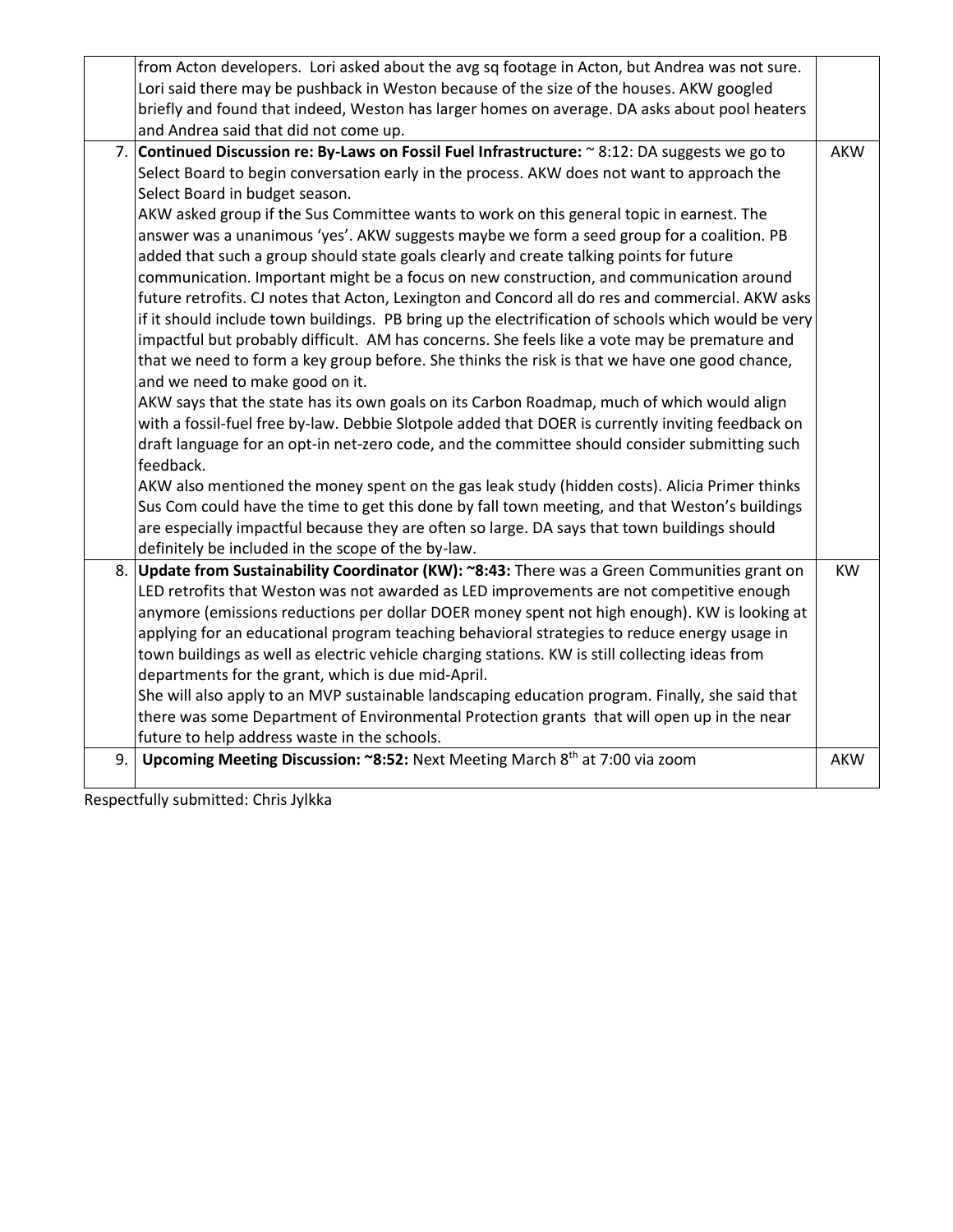| | | |
|---|---|---|
| | from Acton developers. Lori asked about the avg sq footage in Acton, but Andrea was not sure. Lori said there may be pushback in Weston because of the size of the houses. AKW googled briefly and found that indeed, Weston has larger homes on average. DA asks about pool heaters and Andrea said that did not come up. | |
| 7. | **Continued Discussion re: By-Laws on Fossil Fuel Infrastructure:** ~ 8:12: DA suggests we go to Select Board to begin conversation early in the process. AKW does not want to approach the Select Board in budget season.<br>AKW asked group if the Sus Committee wants to work on this general topic in earnest. The answer was a unanimous 'yes'. AKW suggests maybe we form a seed group for a coalition. PB added that such a group should state goals clearly and create talking points for future communication. Important might be a focus on new construction, and communication around future retrofits. CJ notes that Acton, Lexington and Concord all do res and commercial. AKW asks if it should include town buildings. PB bring up the electrification of schools which would be very impactful but probably difficult. AM has concerns. She feels like a vote may be premature and that we need to form a key group before. She thinks the risk is that we have one good chance, and we need to make good on it.<br>AKW says that the state has its own goals on its Carbon Roadmap, much of which would align with a fossil-fuel free by-law. Debbie Slotpole added that DOER is currently inviting feedback on draft language for an opt-in net-zero code, and the committee should consider submitting such feedback.<br>AKW also mentioned the money spent on the gas leak study (hidden costs). Alicia Primer thinks Sus Com could have the time to get this done by fall town meeting, and that Weston's buildings are especially impactful because they are often so large. DA says that town buildings should definitely be included in the scope of the by-law. | AKW |
| 8. | **Update from Sustainability Coordinator (KW): ~8:43:** There was a Green Communities grant on LED retrofits that Weston was not awarded as LED improvements are not competitive enough anymore (emissions reductions per dollar DOER money spent not high enough). KW is looking at applying for an educational program teaching behavioral strategies to reduce energy usage in town buildings as well as electric vehicle charging stations. KW is still collecting ideas from departments for the grant, which is due mid-April.<br>She will also apply to an MVP sustainable landscaping education program. Finally, she said that there was some Department of Environmental Protection grants that will open up in the near future to help address waste in the schools. | KW |
| 9. | **Upcoming Meeting Discussion: ~8:52:** Next Meeting March 8th at 7:00 via zoom | AKW |

Respectfully submitted: Chris Jylkka